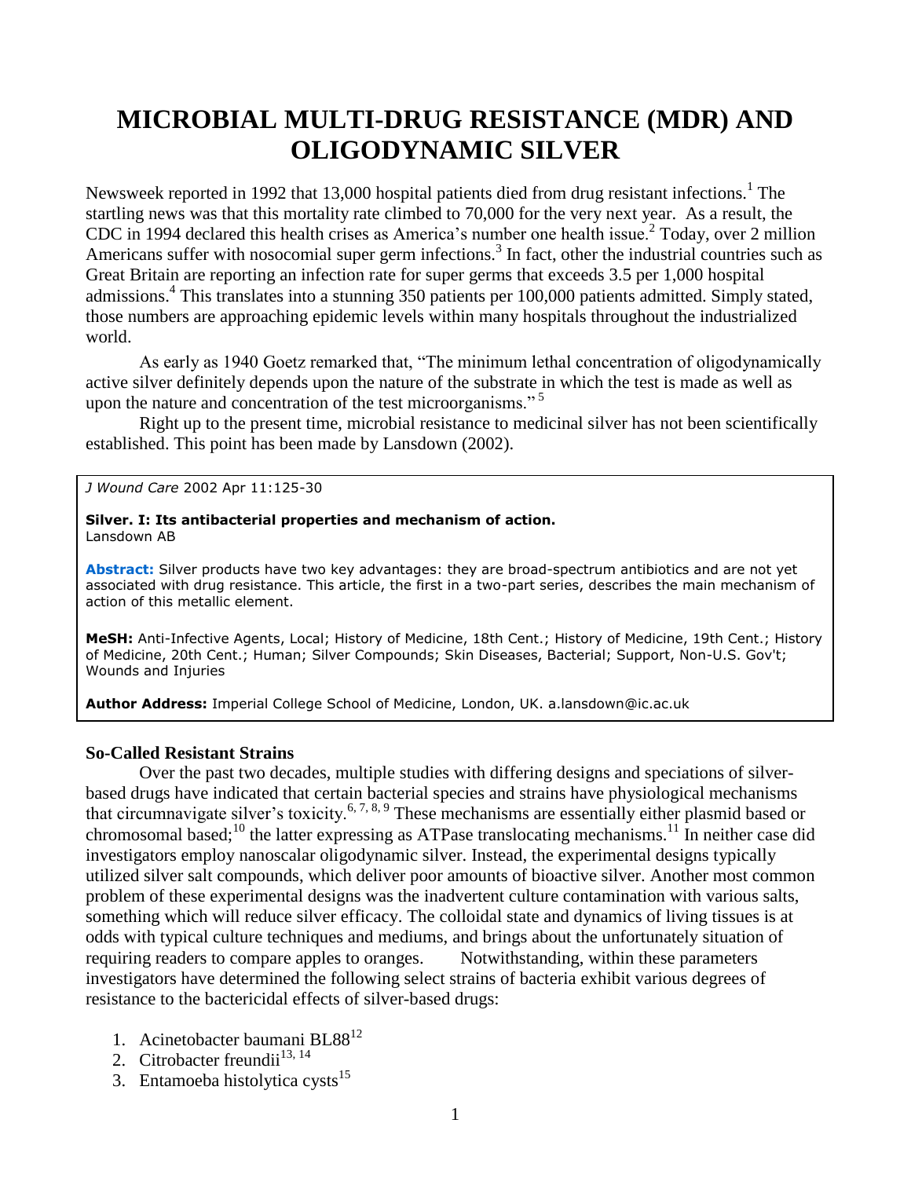# MICROBIAL MULTI-DRUG RESISTANCE (MDR) AND OLIGODYNAMIC SILVER

Newsweek reported in 1992 that 13,000 hospital patients died from drug resistant infections.[1] The startling news was that this mortality rate climbed to 70,000 for the very next year. As a result, the CDC in 1994 declared this health crises as America's number one health issue.[2] Today, over 2 million Americans suffer with nosocomial super germ infections.[3] In fact, other the industrial countries such as Great Britain are reporting an infection rate for super germs that exceeds 3.5 per 1,000 hospital admissions.[4] This translates into a stunning 350 patients per 100,000 patients admitted. Simply stated, those numbers are approaching epidemic levels within many hospitals throughout the industrialized world.

As early as 1940 Goetz remarked that, "The minimum lethal concentration of oligodynamically active silver definitely depends upon the nature of the substrate in which the test is made as well as upon the nature and concentration of the test microorganisms." [5]

Right up to the present time, microbial resistance to medicinal silver has not been scientifically established. This point has been made by Lansdown (2002).

> *J Wound Care* 2002 Apr 11:125-30
>
> **Silver. I: Its antibacterial properties and mechanism of action.**
> Lansdown AB
>
> **Abstract:** Silver products have two key advantages: they are broad-spectrum antibiotics and are not yet associated with drug resistance. This article, the first in a two-part series, describes the main mechanism of action of this metallic element.
>
> **MeSH:** Anti-Infective Agents, Local; History of Medicine, 18th Cent.; History of Medicine, 19th Cent.; History of Medicine, 20th Cent.; Human; Silver Compounds; Skin Diseases, Bacterial; Support, Non-U.S. Gov't; Wounds and Injuries
>
> **Author Address:** Imperial College School of Medicine, London, UK. a.lansdown@ic.ac.uk

### So-Called Resistant Strains

Over the past two decades, multiple studies with differing designs and speciations of silver-based drugs have indicated that certain bacterial species and strains have physiological mechanisms that circumnavigate silver's toxicity.[6, 7, 8, 9] These mechanisms are essentially either plasmid based or chromosomal based;[10] the latter expressing as ATPase translocating mechanisms.[11] In neither case did investigators employ nanoscalar oligodynamic silver. Instead, the experimental designs typically utilized silver salt compounds, which deliver poor amounts of bioactive silver. Another most common problem of these experimental designs was the inadvertent culture contamination with various salts, something which will reduce silver efficacy. The colloidal state and dynamics of living tissues is at odds with typical culture techniques and mediums, and brings about the unfortunately situation of requiring readers to compare apples to oranges. Notwithstanding, within these parameters investigators have determined the following select strains of bacteria exhibit various degrees of resistance to the bactericidal effects of silver-based drugs:

1. Acinetobacter baumani BL88[12]
2. Citrobacter freundii[13, 14]
3. Entamoeba histolytica cysts[15]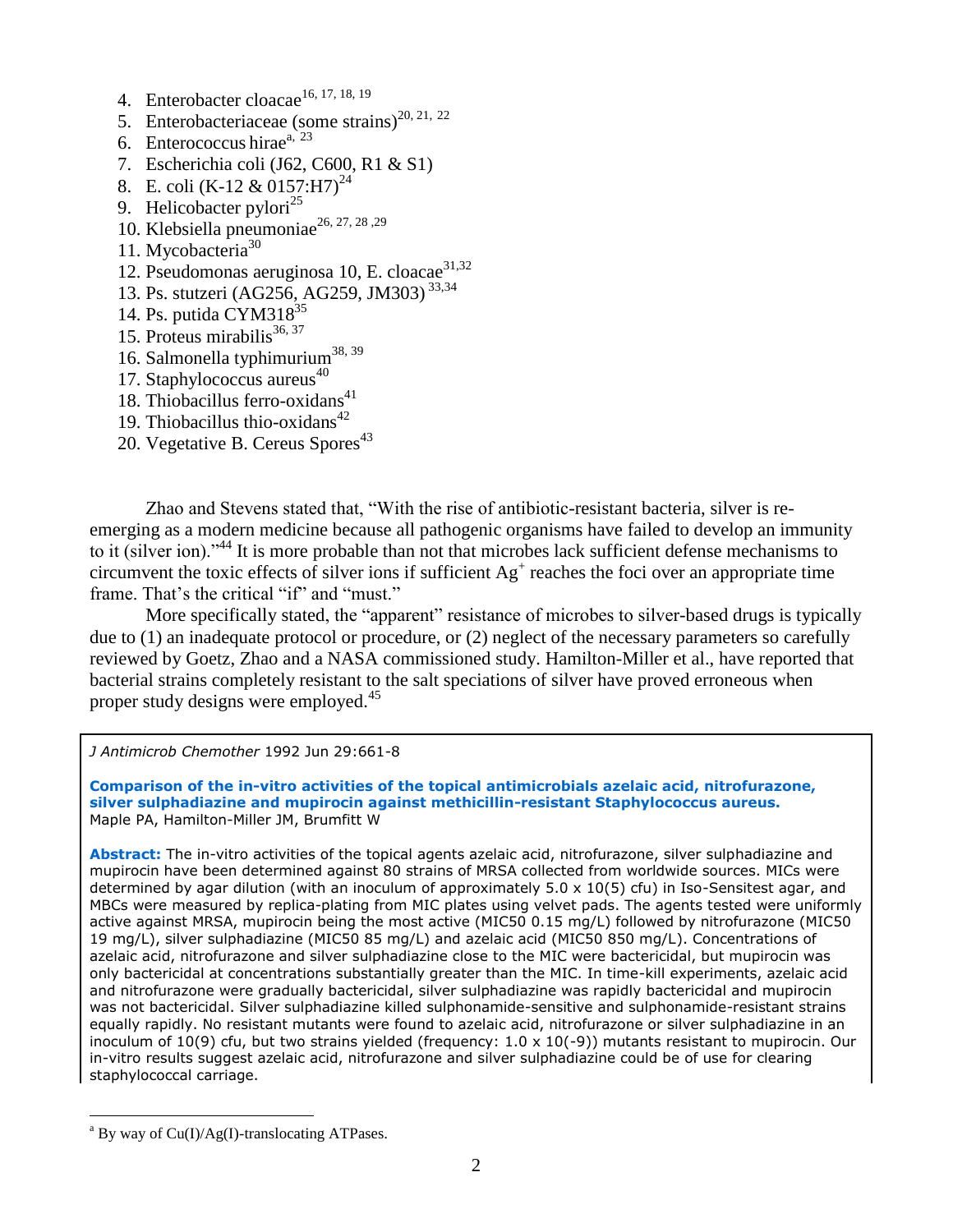4. Enterobacter cloacae[16, 17, 18, 19]
5. Enterobacteriaceae (some strains)[20, 21, 22]
6. Enterococcus hirae[a, 23]
7. Escherichia coli (J62, C600, R1 & S1)
8. E. coli (K-12 & 0157:H7)[24]
9. Helicobacter pylori[25]
10. Klebsiella pneumoniae[26, 27, 28, 29]
11. Mycobacteria[30]
12. Pseudomonas aeruginosa 10, E. cloacae[31,32]
13. Ps. stutzeri (AG256, AG259, JM303)[33,34]
14. Ps. putida CYM318[35]
15. Proteus mirabilis[36, 37]
16. Salmonella typhimurium[38, 39]
17. Staphylococcus aureus[40]
18. Thiobacillus ferro-oxidans[41]
19. Thiobacillus thio-oxidans[42]
20. Vegetative B. Cereus Spores[43]

Zhao and Stevens stated that, "With the rise of antibiotic-resistant bacteria, silver is re-emerging as a modern medicine because all pathogenic organisms have failed to develop an immunity to it (silver ion)."[44] It is more probable than not that microbes lack sufficient defense mechanisms to circumvent the toxic effects of silver ions if sufficient $Ag^+$ reaches the foci over an appropriate time frame. That's the critical "if" and "must."

More specifically stated, the "apparent" resistance of microbes to silver-based drugs is typically due to (1) an inadequate protocol or procedure, or (2) neglect of the necessary parameters so carefully reviewed by Goetz, Zhao and a NASA commissioned study. Hamilton-Miller et al., have reported that bacterial strains completely resistant to the salt speciations of silver have proved erroneous when proper study designs were employed.[45]

> *J Antimicrob Chemother* 1992 Jun 29:661-8
>
> **Comparison of the in-vitro activities of the topical antimicrobials azelaic acid, nitrofurazone, silver sulphadiazine and mupirocin against methicillin-resistant Staphylococcus aureus.**
> Maple PA, Hamilton-Miller JM, Brumfitt W
>
> **Abstract:** The in-vitro activities of the topical agents azelaic acid, nitrofurazone, silver sulphadiazine and mupirocin have been determined against 80 strains of MRSA collected from worldwide sources. MICs were determined by agar dilution (with an inoculum of approximately 5.0 x 10(5) cfu) in Iso-Sensitest agar, and MBCs were measured by replica-plating from MIC plates using velvet pads. The agents tested were uniformly active against MRSA, mupirocin being the most active (MIC50 0.15 mg/L) followed by nitrofurazone (MIC50 19 mg/L), silver sulphadiazine (MIC50 85 mg/L) and azelaic acid (MIC50 850 mg/L). Concentrations of azelaic acid, nitrofurazone and silver sulphadiazine close to the MIC were bactericidal, but mupirocin was only bactericidal at concentrations substantially greater than the MIC. In time-kill experiments, azelaic acid and nitrofurazone were gradually bactericidal, silver sulphadiazine was rapidly bactericidal and mupirocin was not bactericidal. Silver sulphadiazine killed sulphonamide-sensitive and sulphonamide-resistant strains equally rapidly. No resistant mutants were found to azelaic acid, nitrofurazone or silver sulphadiazine in an inoculum of 10(9) cfu, but two strains yielded (frequency: 1.0 x 10(-9)) mutants resistant to mupirocin. Our in-vitro results suggest azelaic acid, nitrofurazone and silver sulphadiazine could be of use for clearing staphylococcal carriage.

---

[a] By way of Cu(I)/Ag(I)-translocating ATPases.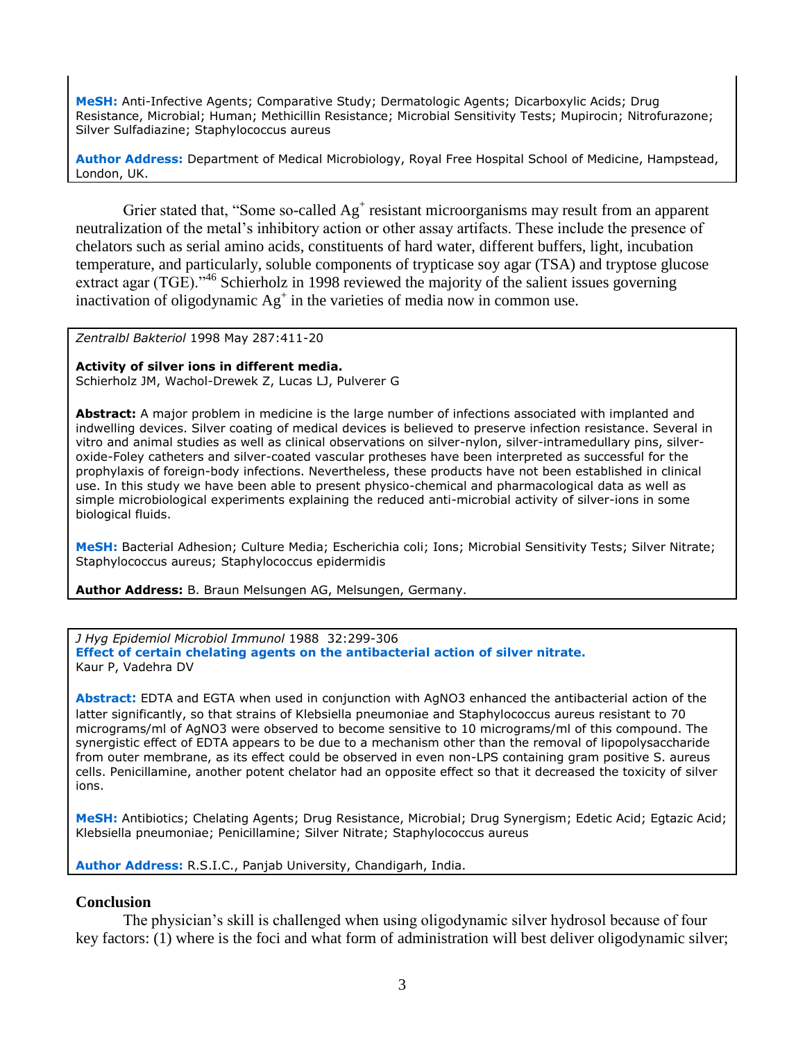**MeSH:** Anti-Infective Agents; Comparative Study; Dermatologic Agents; Dicarboxylic Acids; Drug Resistance, Microbial; Human; Methicillin Resistance; Microbial Sensitivity Tests; Mupirocin; Nitrofurazone; Silver Sulfadiazine; Staphylococcus aureus

**Author Address:** Department of Medical Microbiology, Royal Free Hospital School of Medicine, Hampstead, London, UK.

Grier stated that, "Some so-called $Ag^+$ resistant microorganisms may result from an apparent neutralization of the metal's inhibitory action or other assay artifacts. These include the presence of chelators such as serial amino acids, constituents of hard water, different buffers, light, incubation temperature, and particularly, soluble components of trypticase soy agar (TSA) and tryptose glucose extract agar (TGE)."[46] Schierholz in 1998 reviewed the majority of the salient issues governing inactivation of oligodynamic $Ag^+$ in the varieties of media now in common use.

*Zentralbl Bakteriol* 1998 May 287:411-20

**Activity of silver ions in different media.**
Schierholz JM, Wachol-Drewek Z, Lucas LJ, Pulverer G

**Abstract:** A major problem in medicine is the large number of infections associated with implanted and indwelling devices. Silver coating of medical devices is believed to preserve infection resistance. Several in vitro and animal studies as well as clinical observations on silver-nylon, silver-intramedullary pins, silver-oxide-Foley catheters and silver-coated vascular protheses have been interpreted as successful for the prophylaxis of foreign-body infections. Nevertheless, these products have not been established in clinical use. In this study we have been able to present physico-chemical and pharmacological data as well as simple microbiological experiments explaining the reduced anti-microbial activity of silver-ions in some biological fluids.

**MeSH:** Bacterial Adhesion; Culture Media; Escherichia coli; Ions; Microbial Sensitivity Tests; Silver Nitrate; Staphylococcus aureus; Staphylococcus epidermidis

**Author Address:** B. Braun Melsungen AG, Melsungen, Germany.

*J Hyg Epidemiol Microbiol Immunol* 1988 32:299-306
**Effect of certain chelating agents on the antibacterial action of silver nitrate.**
Kaur P, Vadehra DV

**Abstract:** EDTA and EGTA when used in conjunction with $AgNO_3$ enhanced the antibacterial action of the latter significantly, so that strains of Klebsiella pneumoniae and Staphylococcus aureus resistant to 70 micrograms/ml of $AgNO_3$ were observed to become sensitive to 10 micrograms/ml of this compound. The synergistic effect of EDTA appears to be due to a mechanism other than the removal of lipopolysaccharide from outer membrane, as its effect could be observed in even non-LPS containing gram positive S. aureus cells. Penicillamine, another potent chelator had an opposite effect so that it decreased the toxicity of silver ions.

**MeSH:** Antibiotics; Chelating Agents; Drug Resistance, Microbial; Drug Synergism; Edetic Acid; Egtazic Acid; Klebsiella pneumoniae; Penicillamine; Silver Nitrate; Staphylococcus aureus

**Author Address:** R.S.I.C., Panjab University, Chandigarh, India.

## Conclusion

The physician's skill is challenged when using oligodynamic silver hydrosol because of four key factors: (1) where is the foci and what form of administration will best deliver oligodynamic silver;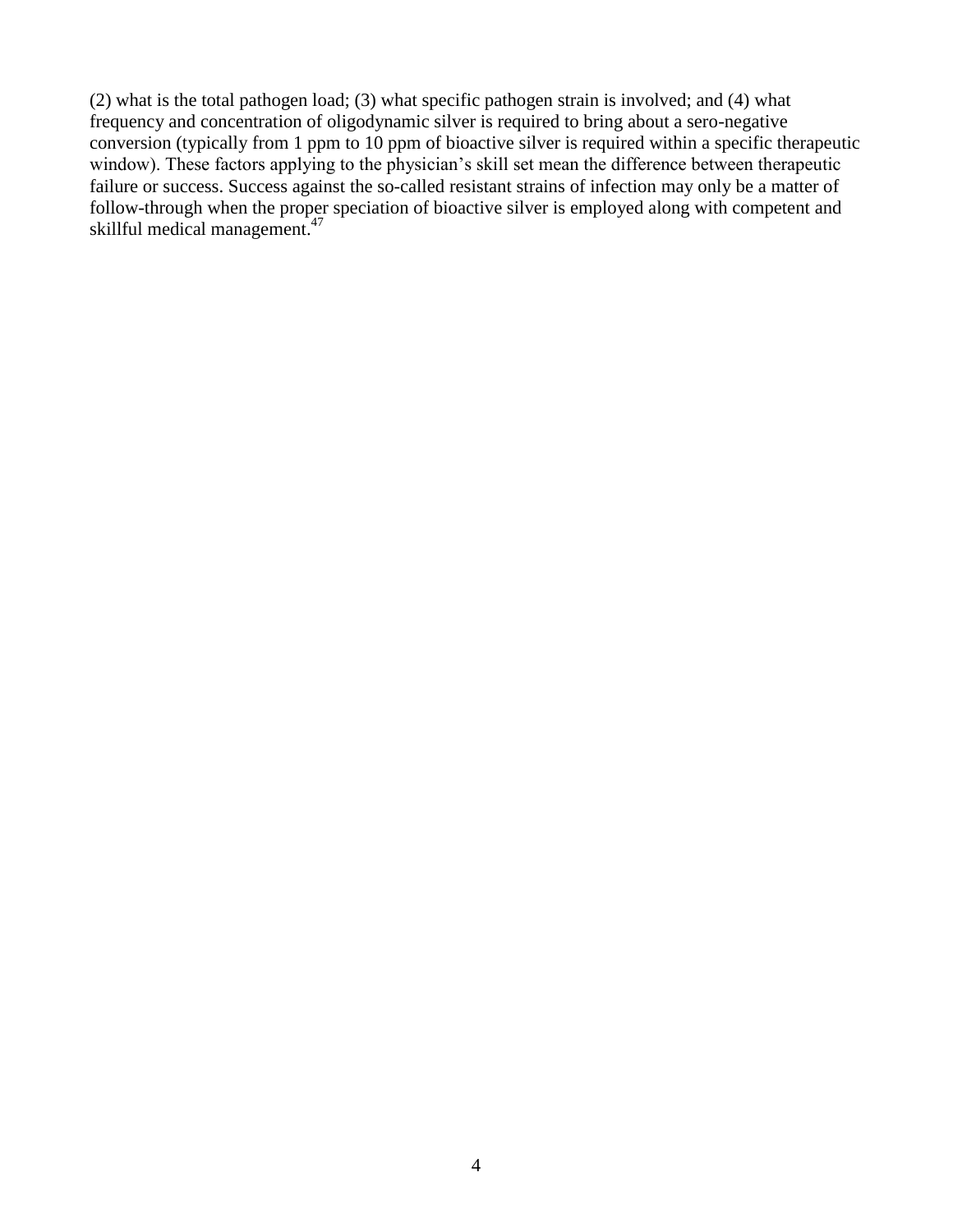(2) what is the total pathogen load; (3) what specific pathogen strain is involved; and (4) what frequency and concentration of oligodynamic silver is required to bring about a sero-negative conversion (typically from 1 ppm to 10 ppm of bioactive silver is required within a specific therapeutic window). These factors applying to the physician's skill set mean the difference between therapeutic failure or success. Success against the so-called resistant strains of infection may only be a matter of follow-through when the proper speciation of bioactive silver is employed along with competent and skillful medical management.[47]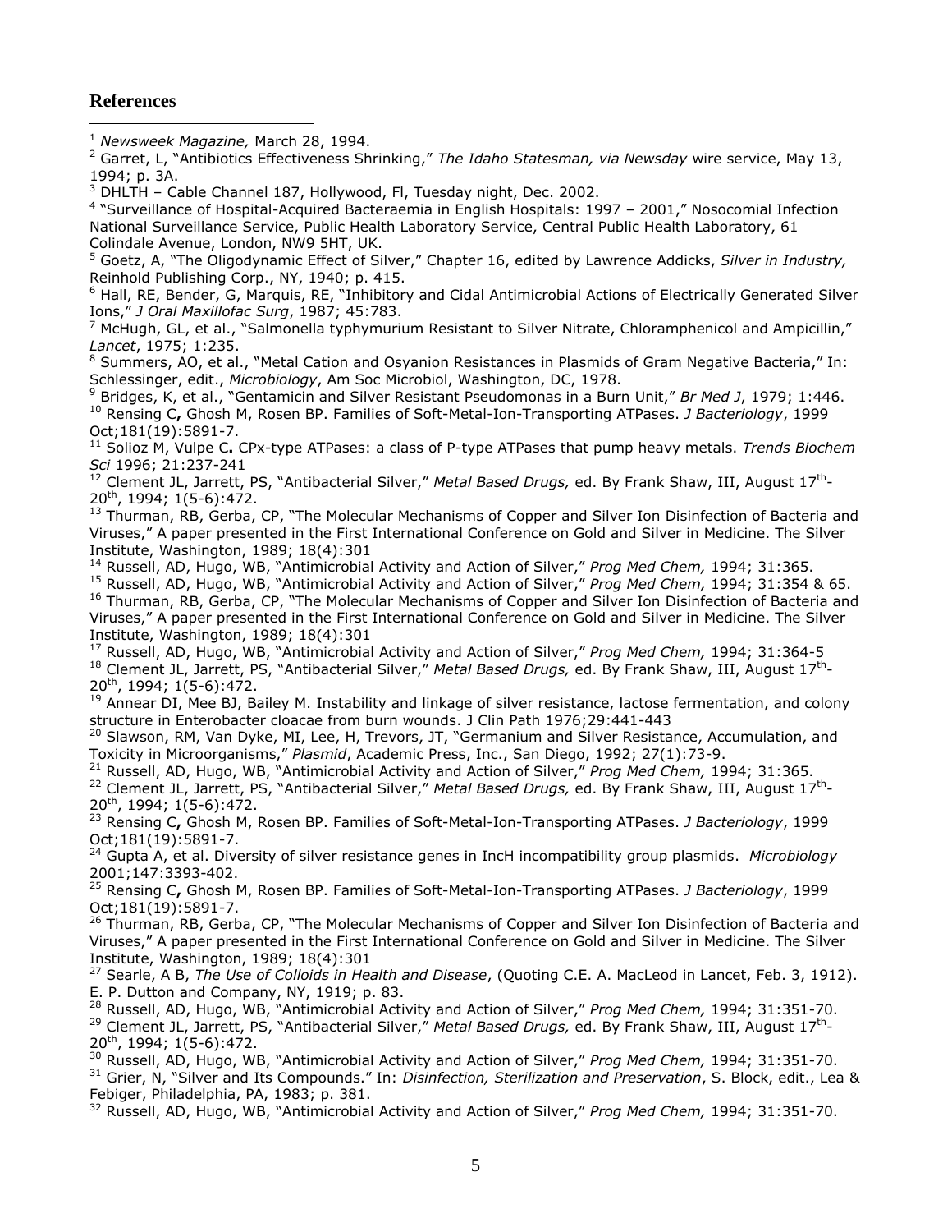## References

[1] *Newsweek Magazine,* March 28, 1994.

[2] Garret, L, "Antibiotics Effectiveness Shrinking," *The Idaho Statesman, via Newsday* wire service, May 13, 1994; p. 3A.

[3] DHLTH – Cable Channel 187, Hollywood, Fl, Tuesday night, Dec. 2002.

[4] "Surveillance of Hospital-Acquired Bacteraemia in English Hospitals: 1997 – 2001," Nosocomial Infection National Surveillance Service, Public Health Laboratory Service, Central Public Health Laboratory, 61 Colindale Avenue, London, NW9 5HT, UK.

[5] Goetz, A, "The Oligodynamic Effect of Silver," Chapter 16, edited by Lawrence Addicks, *Silver in Industry,* Reinhold Publishing Corp., NY, 1940; p. 415.

[6] Hall, RE, Bender, G, Marquis, RE, "Inhibitory and Cidal Antimicrobial Actions of Electrically Generated Silver Ions," *J Oral Maxillofac Surg*, 1987; 45:783.

[7] McHugh, GL, et al., "Salmonella typhymurium Resistant to Silver Nitrate, Chloramphenicol and Ampicillin," *Lancet*, 1975; 1:235.

[8] Summers, AO, et al., "Metal Cation and Osyanion Resistances in Plasmids of Gram Negative Bacteria," In: Schlessinger, edit., *Microbiology*, Am Soc Microbiol, Washington, DC, 1978.

[9] Bridges, K, et al., "Gentamicin and Silver Resistant Pseudomonas in a Burn Unit," *Br Med J*, 1979; 1:446.

[10] Rensing C**,** Ghosh M, Rosen BP. Families of Soft-Metal-Ion-Transporting ATPases. *J Bacteriology*, 1999 Oct;181(19):5891-7.

[11] Solioz M, Vulpe C**.** CPx-type ATPases: a class of P-type ATPases that pump heavy metals. *Trends Biochem Sci* 1996; 21:237-241

[12] Clement JL, Jarrett, PS, "Antibacterial Silver," *Metal Based Drugs,* ed. By Frank Shaw, III, August 17th-20th, 1994; 1(5-6):472.

[13] Thurman, RB, Gerba, CP, "The Molecular Mechanisms of Copper and Silver Ion Disinfection of Bacteria and Viruses," A paper presented in the First International Conference on Gold and Silver in Medicine. The Silver Institute, Washington, 1989; 18(4):301

[14] Russell, AD, Hugo, WB, "Antimicrobial Activity and Action of Silver," *Prog Med Chem,* 1994; 31:365.

[15] Russell, AD, Hugo, WB, "Antimicrobial Activity and Action of Silver," *Prog Med Chem,* 1994; 31:354 & 65.

[16] Thurman, RB, Gerba, CP, "The Molecular Mechanisms of Copper and Silver Ion Disinfection of Bacteria and Viruses," A paper presented in the First International Conference on Gold and Silver in Medicine. The Silver Institute, Washington, 1989; 18(4):301

[17] Russell, AD, Hugo, WB, "Antimicrobial Activity and Action of Silver," *Prog Med Chem,* 1994; 31:364-5

[18] Clement JL, Jarrett, PS, "Antibacterial Silver," *Metal Based Drugs,* ed. By Frank Shaw, III, August 17th-20th, 1994; 1(5-6):472.

[19] Annear DI, Mee BJ, Bailey M. Instability and linkage of silver resistance, lactose fermentation, and colony structure in Enterobacter cloacae from burn wounds. J Clin Path 1976;29:441-443

[20] Slawson, RM, Van Dyke, MI, Lee, H, Trevors, JT, "Germanium and Silver Resistance, Accumulation, and Toxicity in Microorganisms," *Plasmid*, Academic Press, Inc., San Diego, 1992; 27(1):73-9.

[21] Russell, AD, Hugo, WB, "Antimicrobial Activity and Action of Silver," *Prog Med Chem,* 1994; 31:365.

[22] Clement JL, Jarrett, PS, "Antibacterial Silver," *Metal Based Drugs,* ed. By Frank Shaw, III, August 17th-20th, 1994; 1(5-6):472.

[23] Rensing C**,** Ghosh M, Rosen BP. Families of Soft-Metal-Ion-Transporting ATPases. *J Bacteriology*, 1999 Oct;181(19):5891-7.

[24] Gupta A, et al. Diversity of silver resistance genes in IncH incompatibility group plasmids. *Microbiology* 2001;147:3393-402.

[25] Rensing C**,** Ghosh M, Rosen BP. Families of Soft-Metal-Ion-Transporting ATPases. *J Bacteriology*, 1999 Oct;181(19):5891-7.

[26] Thurman, RB, Gerba, CP, "The Molecular Mechanisms of Copper and Silver Ion Disinfection of Bacteria and Viruses," A paper presented in the First International Conference on Gold and Silver in Medicine. The Silver Institute, Washington, 1989; 18(4):301

[27] Searle, A B, *The Use of Colloids in Health and Disease*, (Quoting C.E. A. MacLeod in Lancet, Feb. 3, 1912). E. P. Dutton and Company, NY, 1919; p. 83.

[28] Russell, AD, Hugo, WB, "Antimicrobial Activity and Action of Silver," *Prog Med Chem,* 1994; 31:351-70.

[29] Clement JL, Jarrett, PS, "Antibacterial Silver," *Metal Based Drugs,* ed. By Frank Shaw, III, August 17th-20th, 1994; 1(5-6):472.

[30] Russell, AD, Hugo, WB, "Antimicrobial Activity and Action of Silver," *Prog Med Chem,* 1994; 31:351-70.

[31] Grier, N, "Silver and Its Compounds." In: *Disinfection, Sterilization and Preservation*, S. Block, edit., Lea & Febiger, Philadelphia, PA, 1983; p. 381.

[32] Russell, AD, Hugo, WB, "Antimicrobial Activity and Action of Silver," *Prog Med Chem,* 1994; 31:351-70.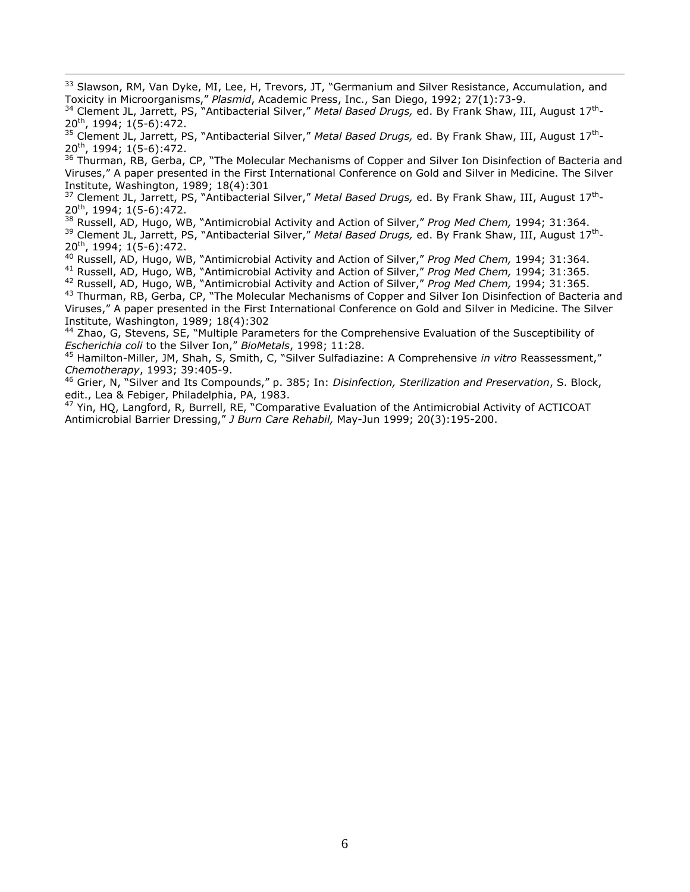[33] Slawson, RM, Van Dyke, MI, Lee, H, Trevors, JT, "Germanium and Silver Resistance, Accumulation, and Toxicity in Microorganisms," *Plasmid*, Academic Press, Inc., San Diego, 1992; 27(1):73-9.

[34] Clement JL, Jarrett, PS, "Antibacterial Silver," *Metal Based Drugs,* ed. By Frank Shaw, III, August 17th-20th, 1994; 1(5-6):472.

[35] Clement JL, Jarrett, PS, "Antibacterial Silver," *Metal Based Drugs,* ed. By Frank Shaw, III, August 17th-20th, 1994; 1(5-6):472.

[36] Thurman, RB, Gerba, CP, "The Molecular Mechanisms of Copper and Silver Ion Disinfection of Bacteria and Viruses," A paper presented in the First International Conference on Gold and Silver in Medicine. The Silver Institute, Washington, 1989; 18(4):301

[37] Clement JL, Jarrett, PS, "Antibacterial Silver," *Metal Based Drugs,* ed. By Frank Shaw, III, August 17th-20th, 1994; 1(5-6):472.

[38] Russell, AD, Hugo, WB, "Antimicrobial Activity and Action of Silver," *Prog Med Chem,* 1994; 31:364.

[39] Clement JL, Jarrett, PS, "Antibacterial Silver," *Metal Based Drugs,* ed. By Frank Shaw, III, August 17th-20th, 1994; 1(5-6):472.

[40] Russell, AD, Hugo, WB, "Antimicrobial Activity and Action of Silver," *Prog Med Chem,* 1994; 31:364.

[41] Russell, AD, Hugo, WB, "Antimicrobial Activity and Action of Silver," *Prog Med Chem,* 1994; 31:365.

[42] Russell, AD, Hugo, WB, "Antimicrobial Activity and Action of Silver," *Prog Med Chem,* 1994; 31:365.

[43] Thurman, RB, Gerba, CP, "The Molecular Mechanisms of Copper and Silver Ion Disinfection of Bacteria and Viruses," A paper presented in the First International Conference on Gold and Silver in Medicine. The Silver Institute, Washington, 1989; 18(4):302

[44] Zhao, G, Stevens, SE, "Multiple Parameters for the Comprehensive Evaluation of the Susceptibility of *Escherichia coli* to the Silver Ion," *BioMetals*, 1998; 11:28.

[45] Hamilton-Miller, JM, Shah, S, Smith, C, "Silver Sulfadiazine: A Comprehensive *in vitro* Reassessment," *Chemotherapy*, 1993; 39:405-9.

[46] Grier, N, "Silver and Its Compounds," p. 385; In: *Disinfection, Sterilization and Preservation*, S. Block, edit., Lea & Febiger, Philadelphia, PA, 1983.

[47] Yin, HQ, Langford, R, Burrell, RE, "Comparative Evaluation of the Antimicrobial Activity of ACTICOAT Antimicrobial Barrier Dressing," *J Burn Care Rehabil,* May-Jun 1999; 20(3):195-200.